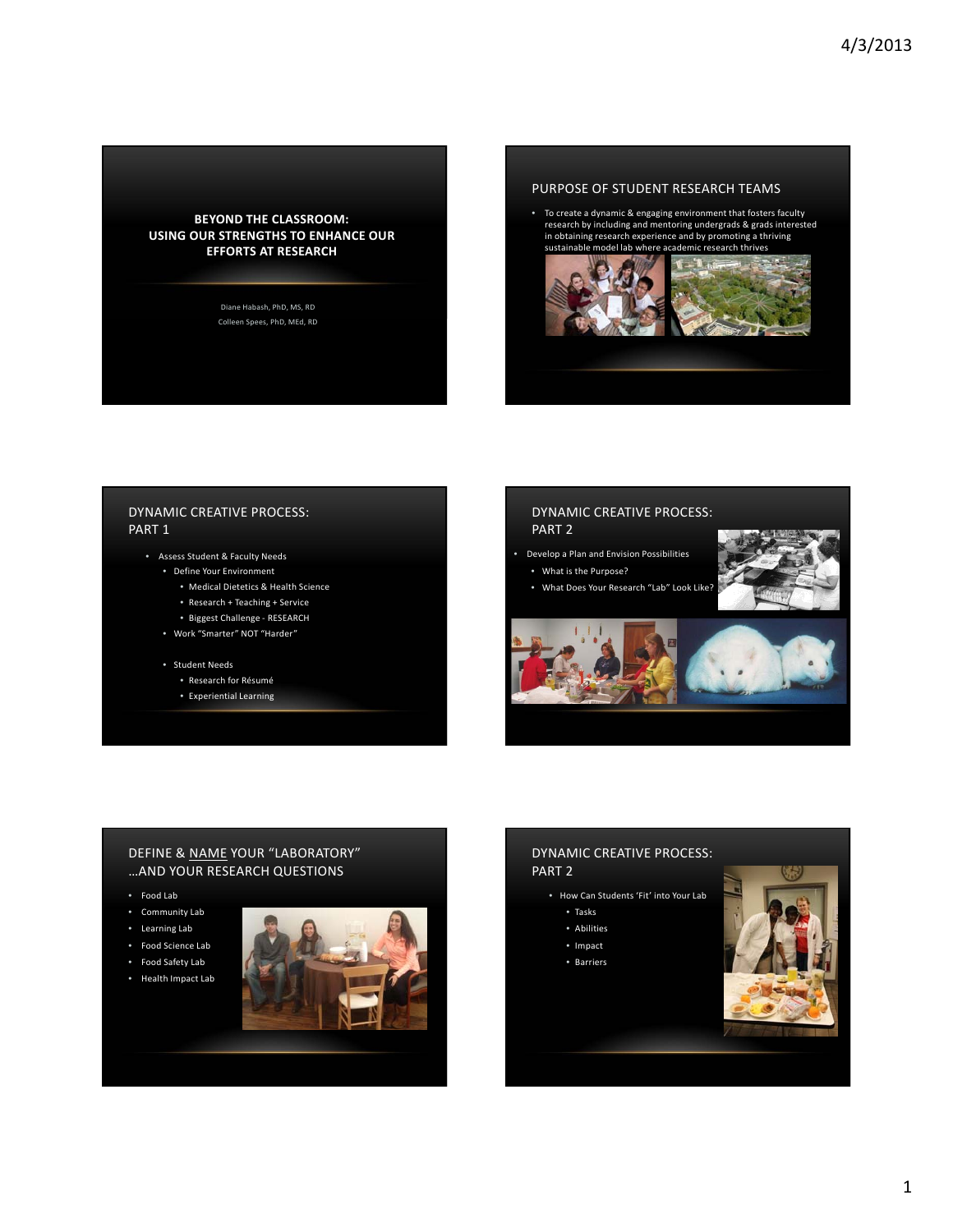# BEYOND THE CLASSROOM: USING OUR STRENGTHS TO ENHANCE OUR EFFORTS AT RESEARCH

Diane Habash, PhD, MS, RD

Colleen Spees, PhD, MEd, RD

## PURPOSE OF STUDENT RESEARCH TEAMS

- To create a dynamic & engaging environment that fosters faculty research by including and mentoring undergrads & grads interested in obtaining research experience and by promoting a thriving sustainable model lab where academic research thrives

## DYNAMIC CREATIVE PROCESS: PART 1

- Assess Student & Faculty Needs
  - Define Your Environment
    - Medical Dietetics & Health Science
    - Research + Teaching + Service
    - Biggest Challenge - RESEARCH
  - Work "Smarter" NOT "Harder"
  - Student Needs
    - Research for Résumé
    - Experiential Learning

## DYNAMIC CREATIVE PROCESS: PART 2

- Develop a Plan and Envision Possibilities
  - What is the Purpose?
  - What Does Your Research "Lab" Look Like?

## DEFINE & NAME YOUR "LABORATORY" …AND YOUR RESEARCH QUESTIONS

- Food Lab
- Community Lab
- Learning Lab
- Food Science Lab
- Food Safety Lab
- Health Impact Lab

## DYNAMIC CREATIVE PROCESS: PART 2

- How Can Students 'Fit' into Your Lab
  - Tasks
  - Abilities
  - Impact
  - Barriers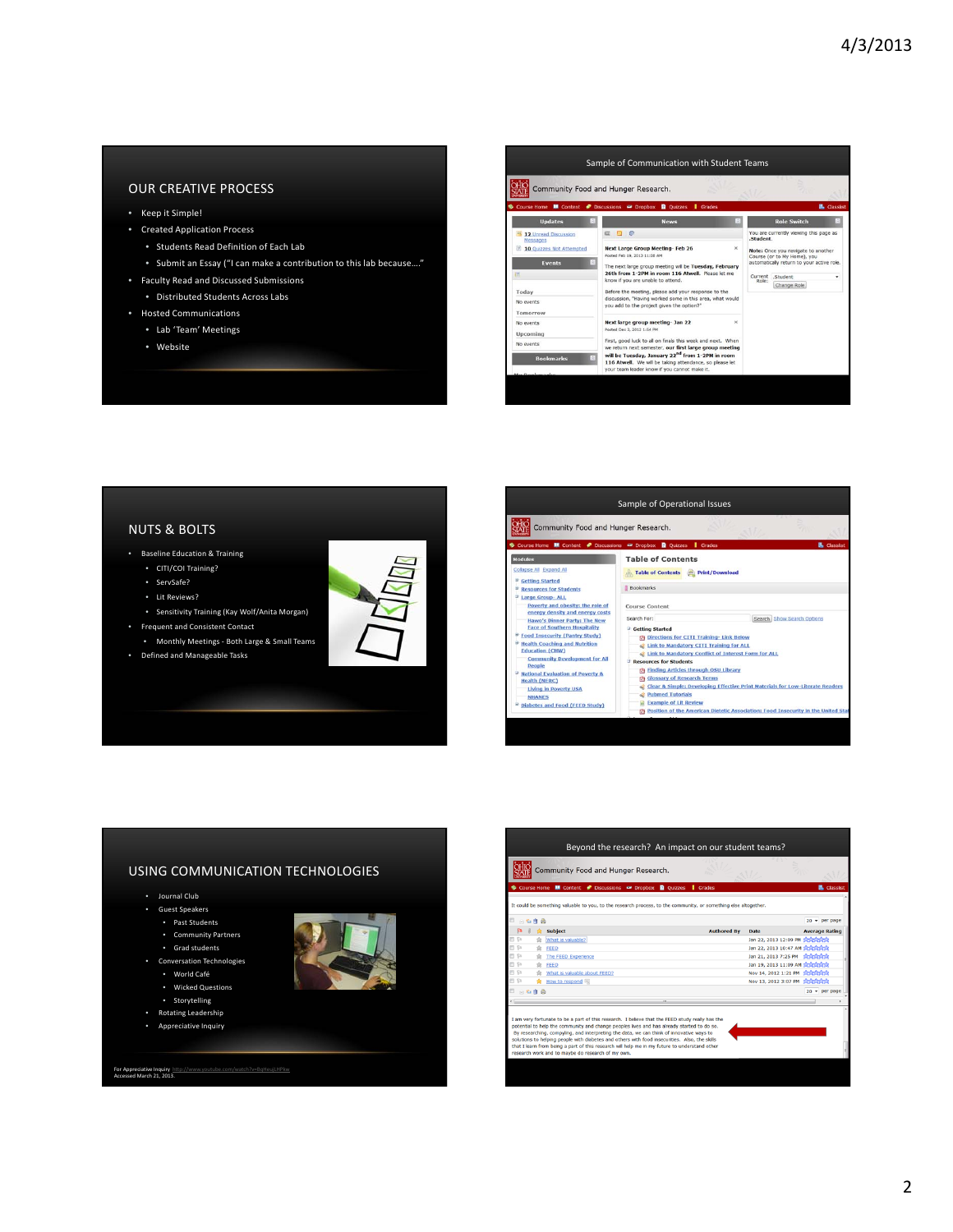## OUR CREATIVE PROCESS

- Keep it Simple!
- Created Application Process
  - Students Read Definition of Each Lab
  - Submit an Essay ("I can make a contribution to this lab because…."
- Faculty Read and Discussed Submissions
  - Distributed Students Across Labs
- Hosted Communications
  - Lab 'Team' Meetings
  - Website

## Sample of Communication with Student Teams

## NUTS & BOLTS

- Baseline Education & Training
  - CITI/COI Training?
  - ServSafe?
  - Lit Reviews?
  - Sensitivity Training (Kay Wolf/Anita Morgan)
- Frequent and Consistent Contact
  - Monthly Meetings - Both Large & Small Teams
- Defined and Manageable Tasks

## Sample of Operational Issues

## USING COMMUNICATION TECHNOLOGIES

- Journal Club
- Guest Speakers
  - Past Students
  - Community Partners
  - Grad students
- Conversation Technologies
  - World Café
  - Wicked Questions
  - Storytelling
- Rotating Leadership
- Appreciative Inquiry

For Appreciative Inquiry http://www.youtube.com/watch?v=8qHeuLHPke
Accessed March 21, 2013.

## Beyond the research? An impact on our student teams?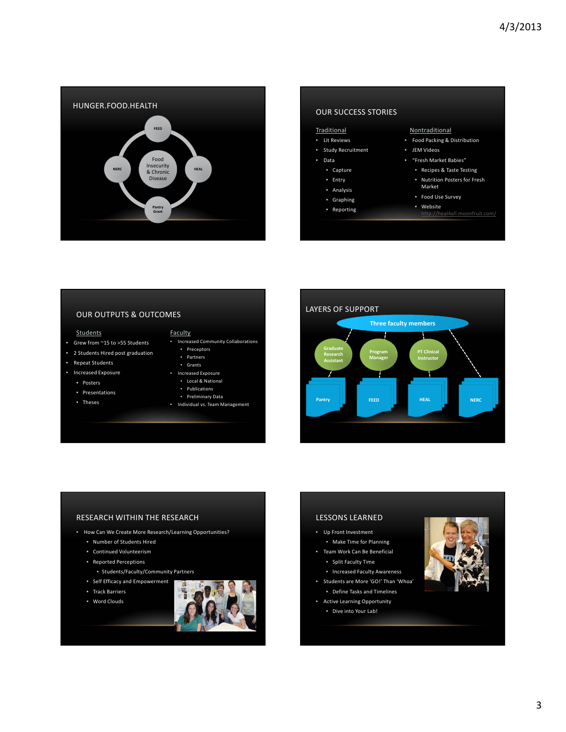## HUNGER.FOOD.HEALTH

- Food Insecurity & Chronic Disease
  - FEED
  - HEAL
  - Pantry Grant
  - NERC

## OUR SUCCESS STORIES

**Traditional**

- Lit Reviews
- Study Recruitment
- Data
  - Capture
  - Entry
  - Analysis
  - Graphing
  - Reporting

**Nontraditional**

- Food Packing & Distribution
- JEM Videos
- "Fresh Market Babies"
  - Recipes & Taste Testing
  - Nutrition Posters for Fresh Market
  - Food Use Survey
  - Website http://heal4all.moonfruit.com/

## OUR OUTPUTS & OUTCOMES

**Students**

- Grew from ~15 to >55 Students
- 2 Students Hired post graduation
- Repeat Students
- Increased Exposure
  - Posters
  - Presentations
  - Theses

**Faculty**

- Increased Community Collaborations
  - Preceptors
  - Partners
  - Grants
- Increased Exposure
  - Local & National
  - Publications
  - Preliminary Data
- Individual vs. Team Management

## LAYERS OF SUPPORT

- Three faculty members
  - Graduate Research Assistant
    - Pantry
  - Program Manager
    - FEED
  - PT Clinical Instructor
    - HEAL
  - NERC

## RESEARCH WITHIN THE RESEARCH

- How Can We Create More Research/Learning Opportunities?
  - Number of Students Hired
  - Continued Volunteerism
  - Reported Perceptions
    - Students/Faculty/Community Partners
  - Self Efficacy and Empowerment
  - Track Barriers
  - Word Clouds

## LESSONS LEARNED

- Up Front Investment
  - Make Time for Planning
- Team Work Can Be Beneficial
  - Split Faculty Time
  - Increased Faculty Awareness
- Students are More 'GO!' Than 'Whoa'
  - Define Tasks and Timelines
- Active Learning Opportunity
  - Dive into Your Lab!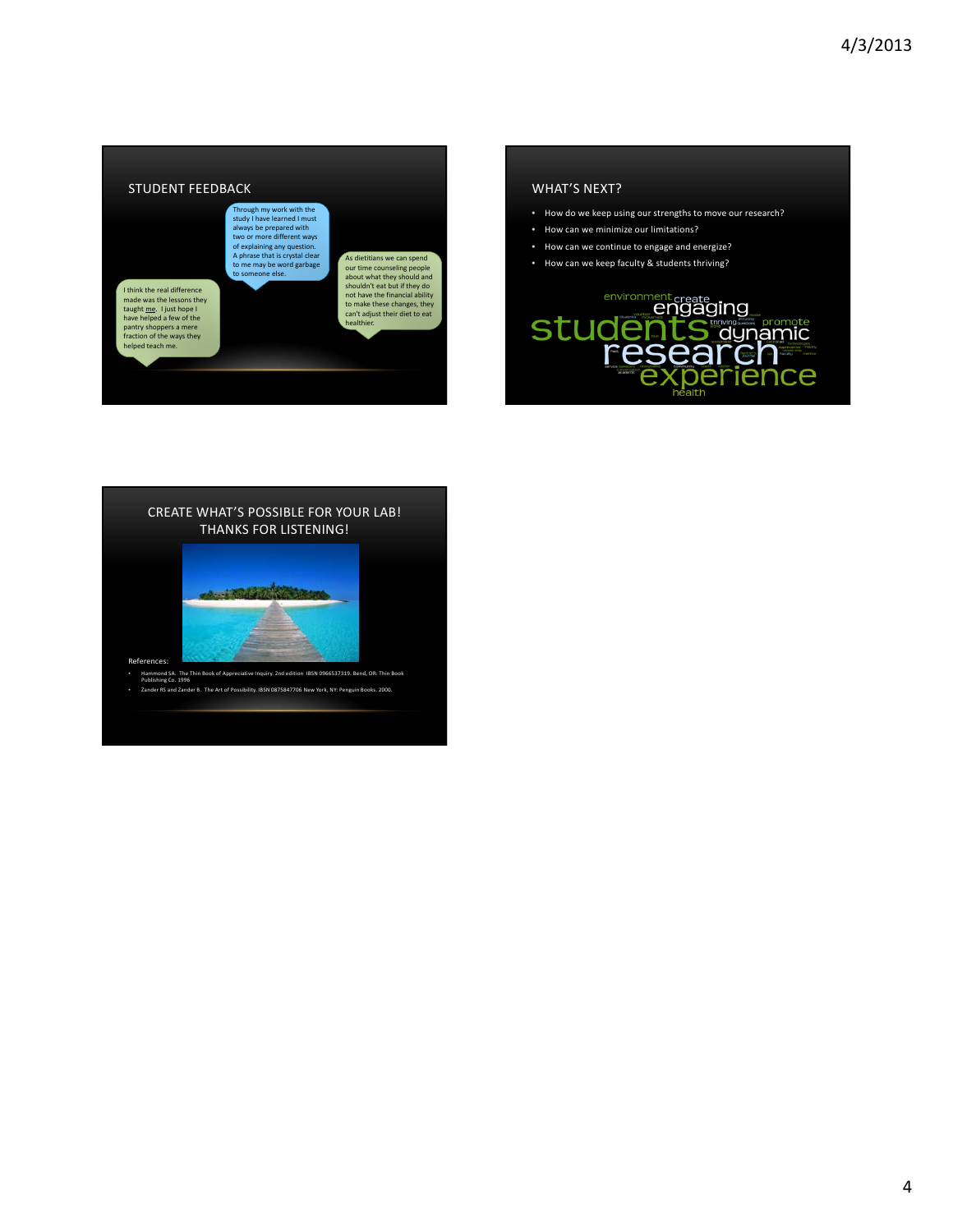## STUDENT FEEDBACK

Through my work with the study I have learned I must always be prepared with two or more different ways of explaining any question. A phrase that is crystal clear to me may be word garbage to someone else.

As dietitians we can spend our time counseling people about what they should and shouldn't eat but if they do not have the financial ability to make these changes, they can't adjust their diet to eat healthier.

I think the real difference made was the lessons they taught me. I just hope I have helped a few of the pantry shoppers a mere fraction of the ways they helped teach me.

## WHAT'S NEXT?

- How do we keep using our strengths to move our research?
- How can we minimize our limitations?
- How can we continue to engage and energize?
- How can we keep faculty & students thriving?

environment create engaging students thriving promote dynamic research experience health

## CREATE WHAT'S POSSIBLE FOR YOUR LAB! THANKS FOR LISTENING!

References:

- Hammond SA. The Thin Book of Appreciative Inquiry. 2nd edition IBSN 0966537319. Bend, OR: Thin Book Publishing Co. 1996
- Zander RS and Zander B. The Art of Possibility. IBSN 0875847706 New York, NY: Penguin Books. 2000.